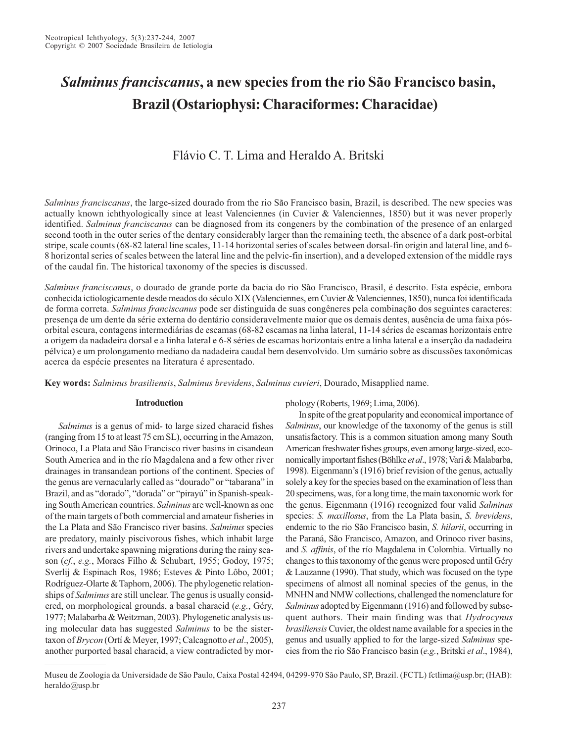# *Salminus franciscanus*, a new species from the rio São Francisco basin, Brazil (Ostariophysi: Characiformes: Characidae)

Flávio C. T. Lima and Heraldo A. Britski

*Salminus franciscanus*, the large-sized dourado from the rio São Francisco basin, Brazil, is described. The new species was actually known ichthyologically since at least Valenciennes (in Cuvier & Valenciennes, 1850) but it was never properly identified. *Salminus franciscanus* can be diagnosed from its congeners by the combination of the presence of an enlarged second tooth in the outer series of the dentary considerably larger than the remaining teeth, the absence of a dark post-orbital stripe, scale counts (68-82 lateral line scales, 11-14 horizontal series of scales between dorsal-fin origin and lateral line, and 6-8 horizontal series of scales between the lateral line and the pelvic-fin insertion), and a developed extension of the middle rays of the caudal fin. The historical taxonomy of the species is discussed.

*Salminus franciscanus*, o dourado de grande porte da bacia do rio São Francisco, Brasil, é descrito. Esta espécie, embora conhecida ictiologicamente desde meados do século XIX (Valenciennes, em Cuvier & Valenciennes, 1850), nunca foi identificada de forma correta. *Salminus franciscanus* pode ser distinguida de suas congêneres pela combinação dos seguintes caracteres: presença de um dente da série externa do dentário consideravelmente maior que os demais dentes, ausência de uma faixa pós-orbital escura, contagens intermediárias de escamas (68-82 escamas na linha lateral, 11-14 séries de escamas horizontais entre a origem da nadadeira dorsal e a linha lateral e 6-8 séries de escamas horizontais entre a linha lateral e a inserção da nadadeira pélvica) e um prolongamento mediano da nadadeira caudal bem desenvolvido. Um sumário sobre as discussões taxonômicas acerca da espécie presentes na literatura é apresentado.

**Key words:** *Salminus brasiliensis*, *Salminus brevidens*, *Salminus cuvieri*, Dourado, Misapplied name.

## Introduction

*Salminus* is a genus of mid- to large sized characid fishes (ranging from 15 to at least 75 cm SL), occurring in the Amazon, Orinoco, La Plata and São Francisco river basins in cisandean South America and in the río Magdalena and a few other river drainages in transandean portions of the continent. Species of the genus are vernacularly called as "dourado" or "tabarana" in Brazil, and as "dorado", "dorada" or "pirayú" in Spanish-speaking South American countries. *Salminus* are well-known as one of the main targets of both commercial and amateur fisheries in the La Plata and São Francisco river basins. *Salminus* species are predatory, mainly piscivorous fishes, which inhabit large rivers and undertake spawning migrations during the rainy season (*cf.*, *e.g.*, Moraes Filho & Schubart, 1955; Godoy, 1975; Sverlij & Espinach Ros, 1986; Esteves & Pinto Lôbo, 2001; Rodríguez-Olarte & Taphorn, 2006). The phylogenetic relationships of *Salminus* are still unclear. The genus is usually considered, on morphological grounds, a basal characid (*e.g.*, Géry, 1977; Malabarba & Weitzman, 2003). Phylogenetic analysis using molecular data has suggested *Salminus* to be the sister-taxon of *Brycon* (Ortí & Meyer, 1997; Calcagnotto *et al*., 2005), another purported basal characid, a view contradicted by morphology (Roberts, 1969; Lima, 2006).

In spite of the great popularity and economical importance of *Salminus*, our knowledge of the taxonomy of the genus is still unsatisfactory. This is a common situation among many South American freshwater fishes groups, even among large-sized, economically important fishes (Böhlke *et al*., 1978; Vari & Malabarba, 1998). Eigenmann's (1916) brief revision of the genus, actually solely a key for the species based on the examination of less than 20 specimens, was, for a long time, the main taxonomic work for the genus. Eigenmann (1916) recognized four valid *Salminus* species: *S. maxillosus*, from the La Plata basin, *S. brevidens*, endemic to the rio São Francisco basin, *S. hilarii*, occurring in the Paraná, São Francisco, Amazon, and Orinoco river basins, and *S. affinis*, of the río Magdalena in Colombia. Virtually no changes to this taxonomy of the genus were proposed until Géry & Lauzanne (1990). That study, which was focused on the type specimens of almost all nominal species of the genus, in the MNHN and NMW collections, challenged the nomenclature for *Salminus* adopted by Eigenmann (1916) and followed by subsequent authors. Their main finding was that *Hydrocynus brasiliensis* Cuvier, the oldest name available for a species in the genus and usually applied to for the large-sized *Salminus* species from the rio São Francisco basin (*e.g.*, Britski *et al*., 1984),

Museu de Zoologia da Universidade de São Paulo, Caixa Postal 42494, 04299-970 São Paulo, SP, Brazil. (FCTL) fctlima@usp.br; (HAB): heraldo@usp.br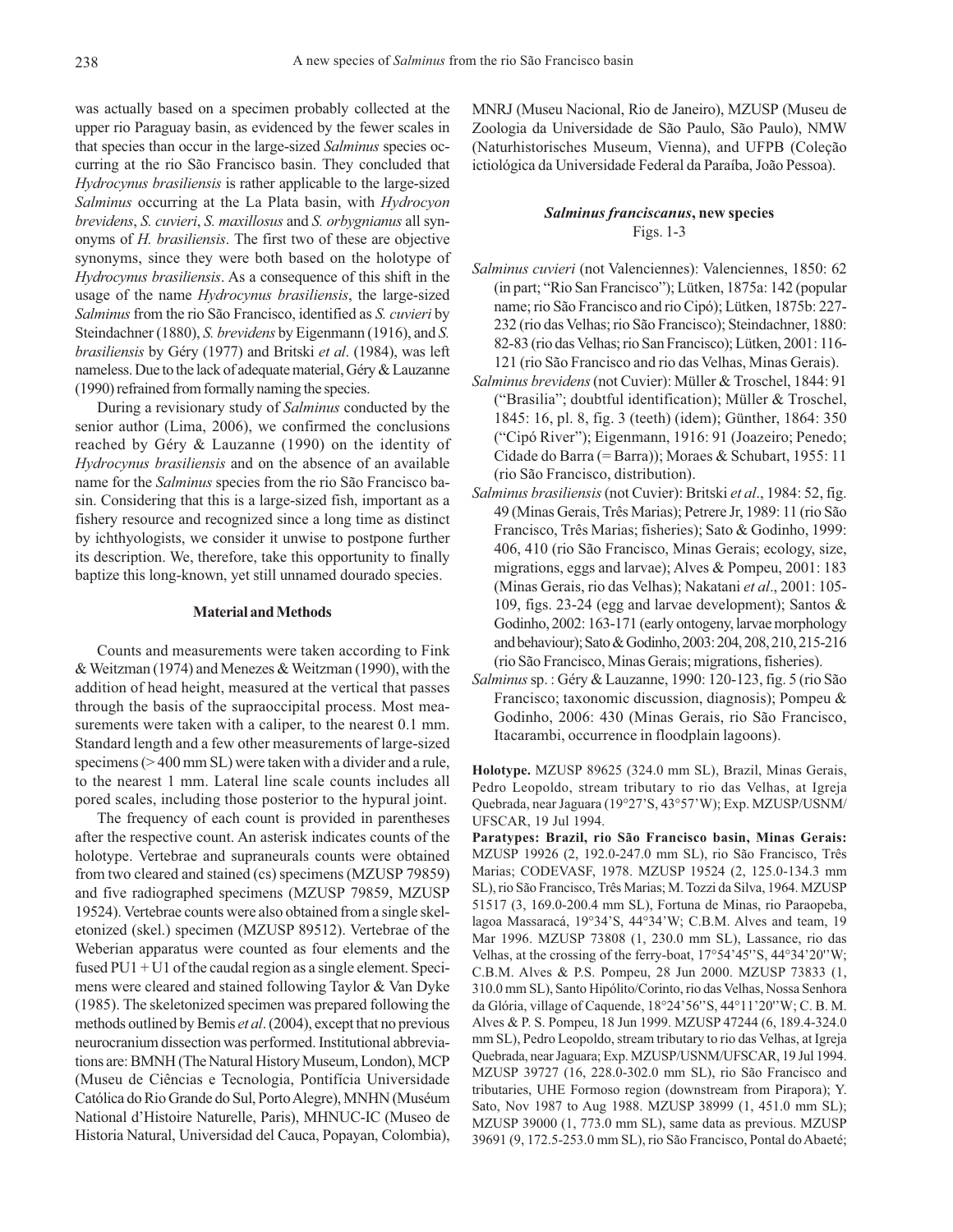was actually based on a specimen probably collected at the upper rio Paraguay basin, as evidenced by the fewer scales in that species than occur in the large-sized *Salminus* species occurring at the rio São Francisco basin. They concluded that *Hydrocynus brasiliensis* is rather applicable to the large-sized *Salminus* occurring at the La Plata basin, with *Hydrocyon brevidens*, *S. cuvieri*, *S. maxillosus* and *S. orbygnianus* all synonyms of *H. brasiliensis*. The first two of these are objective synonyms, since they were both based on the holotype of *Hydrocynus brasiliensis*. As a consequence of this shift in the usage of the name *Hydrocynus brasiliensis*, the large-sized *Salminus* from the rio São Francisco, identified as *S. cuvieri* by Steindachner (1880), *S. brevidens* by Eigenmann (1916), and *S. brasiliensis* by Géry (1977) and Britski *et al*. (1984), was left nameless. Due to the lack of adequate material, Géry & Lauzanne (1990) refrained from formally naming the species.

During a revisionary study of *Salminus* conducted by the senior author (Lima, 2006), we confirmed the conclusions reached by Géry & Lauzanne (1990) on the identity of *Hydrocynus brasiliensis* and on the absence of an available name for the *Salminus* species from the rio São Francisco basin. Considering that this is a large-sized fish, important as a fishery resource and recognized since a long time as distinct by ichthyologists, we consider it unwise to postpone further its description. We, therefore, take this opportunity to finally baptize this long-known, yet still unnamed dourado species.

## Material and Methods

Counts and measurements were taken according to Fink & Weitzman (1974) and Menezes & Weitzman (1990), with the addition of head height, measured at the vertical that passes through the basis of the supraoccipital process. Most measurements were taken with a caliper, to the nearest 0.1 mm. Standard length and a few other measurements of large-sized specimens (> 400 mm SL) were taken with a divider and a rule, to the nearest 1 mm. Lateral line scale counts includes all pored scales, including those posterior to the hypural joint.

The frequency of each count is provided in parentheses after the respective count. An asterisk indicates counts of the holotype. Vertebrae and supraneurals counts were obtained from two cleared and stained (cs) specimens (MZUSP 79859) and five radiographed specimens (MZUSP 79859, MZUSP 19524). Vertebrae counts were also obtained from a single skeletonized (skel.) specimen (MZUSP 89512). Vertebrae of the Weberian apparatus were counted as four elements and the fused PU1 + U1 of the caudal region as a single element. Specimens were cleared and stained following Taylor & Van Dyke (1985). The skeletonized specimen was prepared following the methods outlined by Bemis *et al*. (2004), except that no previous neurocranium dissection was performed. Institutional abbreviations are: BMNH (The Natural History Museum, London), MCP (Museu de Ciências e Tecnologia, Pontifícia Universidade Católica do Rio Grande do Sul, Porto Alegre), MNHN (Muséum National d'Histoire Naturelle, Paris), MHNUC-IC (Museo de Historia Natural, Universidad del Cauca, Popayan, Colombia), MNRJ (Museu Nacional, Rio de Janeiro), MZUSP (Museu de Zoologia da Universidade de São Paulo, São Paulo), NMW (Naturhistorisches Museum, Vienna), and UFPB (Coleção ictiológica da Universidade Federal da Paraíba, João Pessoa).

## *Salminus franciscanus*, new species

Figs. 1-3

*Salminus cuvieri* (not Valenciennes): Valenciennes, 1850: 62 (in part; "Rio San Francisco"); Lütken, 1875a: 142 (popular name; rio São Francisco and rio Cipó); Lütken, 1875b: 227-232 (rio das Velhas; rio São Francisco); Steindachner, 1880: 82-83 (rio das Velhas; rio San Francisco); Lütken, 2001: 116-121 (rio São Francisco and rio das Velhas, Minas Gerais).

*Salminus brevidens* (not Cuvier): Müller & Troschel, 1844: 91 ("Brasilia"; doubtful identification); Müller & Troschel, 1845: 16, pl. 8, fig. 3 (teeth) (idem); Günther, 1864: 350 ("Cipó River"); Eigenmann, 1916: 91 (Joazeiro; Penedo; Cidade do Barra (= Barra)); Moraes & Schubart, 1955: 11 (rio São Francisco, distribution).

*Salminus brasiliensis* (not Cuvier): Britski *et al*., 1984: 52, fig. 49 (Minas Gerais, Três Marias); Petrere Jr, 1989: 11 (rio São Francisco, Três Marias; fisheries); Sato & Godinho, 1999: 406, 410 (rio São Francisco, Minas Gerais; ecology, size, migrations, eggs and larvae); Alves & Pompeu, 2001: 183 (Minas Gerais, rio das Velhas); Nakatani *et al*., 2001: 105-109, figs. 23-24 (egg and larvae development); Santos & Godinho, 2002: 163-171 (early ontogeny, larvae morphology and behaviour); Sato & Godinho, 2003: 204, 208, 210, 215-216 (rio São Francisco, Minas Gerais; migrations, fisheries).

*Salminus* sp. : Géry & Lauzanne, 1990: 120-123, fig. 5 (rio São Francisco; taxonomic discussion, diagnosis); Pompeu & Godinho, 2006: 430 (Minas Gerais, rio São Francisco, Itacarambi, occurrence in floodplain lagoons).

**Holotype.** MZUSP 89625 (324.0 mm SL), Brazil, Minas Gerais, Pedro Leopoldo, stream tributary to rio das Velhas, at Igreja Quebrada, near Jaguara (19°27'S, 43°57'W); Exp. MZUSP/USNM/UFSCAR, 19 Jul 1994.

**Paratypes: Brazil, rio São Francisco basin, Minas Gerais:** MZUSP 19926 (2, 192.0-247.0 mm SL), rio São Francisco, Três Marias; CODEVASF, 1978. MZUSP 19524 (2, 125.0-134.3 mm SL), rio São Francisco, Três Marias; M. Tozzi da Silva, 1964. MZUSP 51517 (3, 169.0-200.4 mm SL), Fortuna de Minas, rio Paraopeba, lagoa Massaracá, 19°34'S, 44°34'W; C.B.M. Alves and team, 19 Mar 1996. MZUSP 73808 (1, 230.0 mm SL), Lassance, rio das Velhas, at the crossing of the ferry-boat, 17°54'45''S, 44°34'20''W; C.B.M. Alves & P.S. Pompeu, 28 Jun 2000. MZUSP 73833 (1, 310.0 mm SL), Santo Hipólito/Corinto, rio das Velhas, Nossa Senhora da Glória, village of Caquende, 18°24'56''S, 44°11'20''W; C. B. M. Alves & P. S. Pompeu, 18 Jun 1999. MZUSP 47244 (6, 189.4-324.0 mm SL), Pedro Leopoldo, stream tributary to rio das Velhas, at Igreja Quebrada, near Jaguara; Exp. MZUSP/USNM/UFSCAR, 19 Jul 1994. MZUSP 39727 (16, 228.0-302.0 mm SL), rio São Francisco and tributaries, UHE Formoso region (downstream from Pirapora); Y. Sato, Nov 1987 to Aug 1988. MZUSP 38999 (1, 451.0 mm SL); MZUSP 39000 (1, 773.0 mm SL), same data as previous. MZUSP 39691 (9, 172.5-253.0 mm SL), rio São Francisco, Pontal do Abaeté;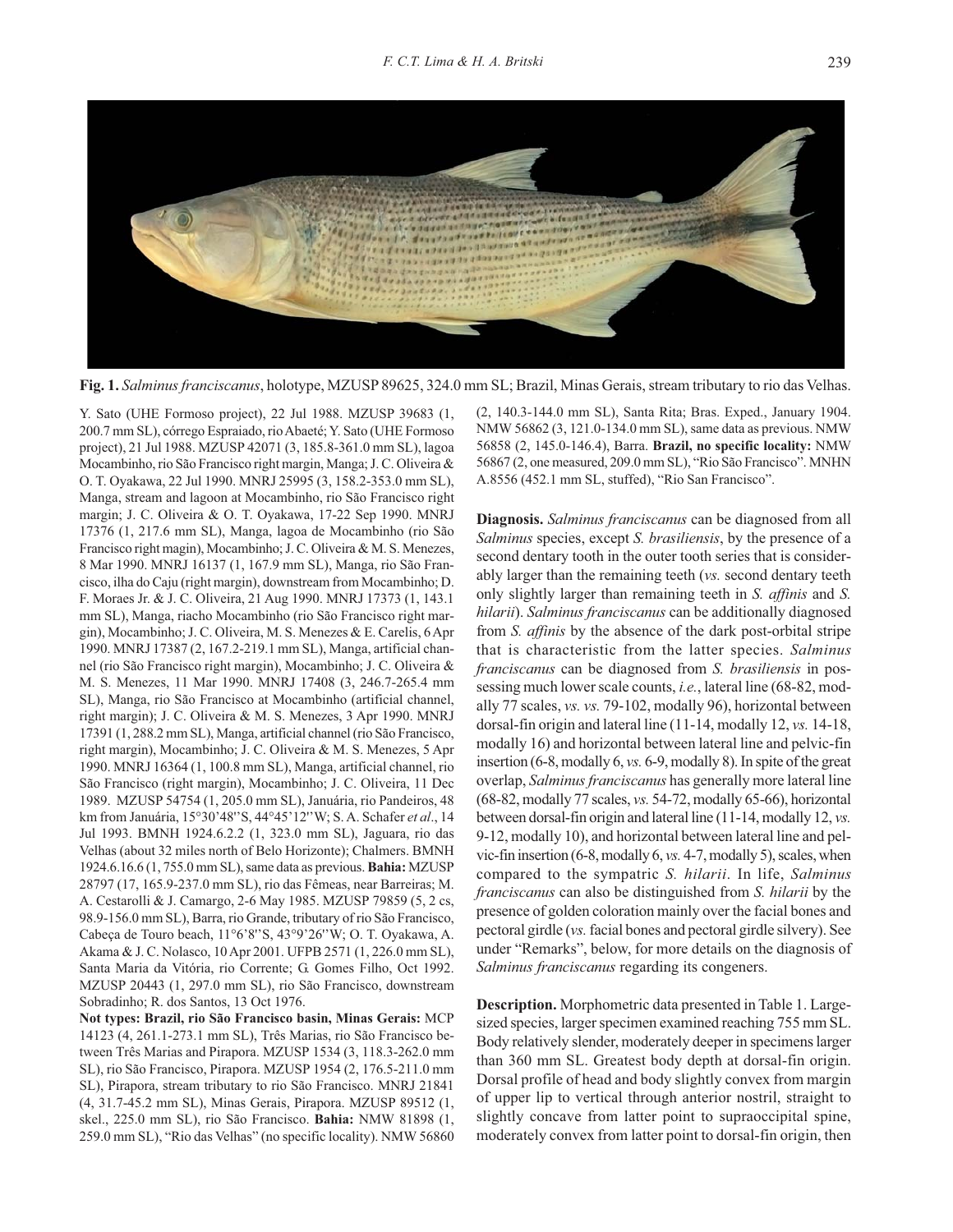**Fig. 1.** *Salminus franciscanus*, holotype, MZUSP 89625, 324.0 mm SL; Brazil, Minas Gerais, stream tributary to rio das Velhas.

Y. Sato (UHE Formoso project), 22 Jul 1988. MZUSP 39683 (1, 200.7 mm SL), córrego Espraiado, rio Abaeté; Y. Sato (UHE Formoso project), 21 Jul 1988. MZUSP 42071 (3, 185.8-361.0 mm SL), lagoa Mocambinho, rio São Francisco right margin, Manga; J. C. Oliveira & O. T. Oyakawa, 22 Jul 1990. MNRJ 25995 (3, 158.2-353.0 mm SL), Manga, stream and lagoon at Mocambinho, rio São Francisco right margin; J. C. Oliveira & O. T. Oyakawa, 17-22 Sep 1990. MNRJ 17376 (1, 217.6 mm SL), Manga, lagoa de Mocambinho (rio São Francisco right magin), Mocambinho; J. C. Oliveira & M. S. Menezes, 8 Mar 1990. MNRJ 16137 (1, 167.9 mm SL), Manga, rio São Francisco, ilha do Caju (right margin), downstream from Mocambinho; D. F. Moraes Jr. & J. C. Oliveira, 21 Aug 1990. MNRJ 17373 (1, 143.1 mm SL), Manga, riacho Mocambinho (rio São Francisco right margin), Mocambinho; J. C. Oliveira, M. S. Menezes & E. Carelis, 6 Apr 1990. MNRJ 17387 (2, 167.2-219.1 mm SL), Manga, artificial channel (rio São Francisco right margin), Mocambinho; J. C. Oliveira & M. S. Menezes, 11 Mar 1990. MNRJ 17408 (3, 246.7-265.4 mm SL), Manga, rio São Francisco at Mocambinho (artificial channel, right margin); J. C. Oliveira & M. S. Menezes, 3 Apr 1990. MNRJ 17391 (1, 288.2 mm SL), Manga, artificial channel (rio São Francisco, right margin), Mocambinho; J. C. Oliveira & M. S. Menezes, 5 Apr 1990. MNRJ 16364 (1, 100.8 mm SL), Manga, artificial channel, rio São Francisco (right margin), Mocambinho; J. C. Oliveira, 11 Dec 1989. MZUSP 54754 (1, 205.0 mm SL), Januária, rio Pandeiros, 48 km from Januária, 15°30'48''S, 44°45'12''W; S. A. Schafer *et al*., 14 Jul 1993. BMNH 1924.6.2.2 (1, 323.0 mm SL), Jaguara, rio das Velhas (about 32 miles north of Belo Horizonte); Chalmers. BMNH 1924.6.16.6 (1, 755.0 mm SL), same data as previous. **Bahia:** MZUSP 28797 (17, 165.9-237.0 mm SL), rio das Fêmeas, near Barreiras; M. A. Cestarolli & J. Camargo, 2-6 May 1985. MZUSP 79859 (5, 2 cs, 98.9-156.0 mm SL), Barra, rio Grande, tributary of rio São Francisco, Cabeça de Touro beach, 11°6'8''S, 43°9'26''W; O. T. Oyakawa, A. Akama & J. C. Nolasco, 10 Apr 2001. UFPB 2571 (1, 226.0 mm SL), Santa Maria da Vitória, rio Corrente; G. Gomes Filho, Oct 1992. MZUSP 20443 (1, 297.0 mm SL), rio São Francisco, downstream Sobradinho; R. dos Santos, 13 Oct 1976.

**Not types: Brazil, rio São Francisco basin, Minas Gerais:** MCP 14123 (4, 261.1-273.1 mm SL), Três Marias, rio São Francisco between Três Marias and Pirapora. MZUSP 1534 (3, 118.3-262.0 mm SL), rio São Francisco, Pirapora. MZUSP 1954 (2, 176.5-211.0 mm SL), Pirapora, stream tributary to rio São Francisco. MNRJ 21841 (4, 31.7-45.2 mm SL), Minas Gerais, Pirapora. MZUSP 89512 (1, skel., 225.0 mm SL), rio São Francisco. **Bahia:** NMW 81898 (1, 259.0 mm SL), "Rio das Velhas" (no specific locality). NMW 56860 (2, 140.3-144.0 mm SL), Santa Rita; Bras. Exped., January 1904. NMW 56862 (3, 121.0-134.0 mm SL), same data as previous. NMW 56858 (2, 145.0-146.4), Barra. **Brazil, no specific locality:** NMW 56867 (2, one measured, 209.0 mm SL), "Rio São Francisco". MNHN A.8556 (452.1 mm SL, stuffed), "Rio San Francisco".

**Diagnosis.** *Salminus franciscanus* can be diagnosed from all *Salminus* species, except *S. brasiliensis*, by the presence of a second dentary tooth in the outer tooth series that is considerably larger than the remaining teeth (*vs.* second dentary teeth only slightly larger than remaining teeth in *S. affinis* and *S. hilarii*). *Salminus franciscanus* can be additionally diagnosed from *S. affinis* by the absence of the dark post-orbital stripe that is characteristic from the latter species. *Salminus franciscanus* can be diagnosed from *S. brasiliensis* in possessing much lower scale counts, *i.e.*, lateral line (68-82, modally 77 scales, *vs. vs.* 79-102, modally 96), horizontal between dorsal-fin origin and lateral line (11-14, modally 12, *vs.* 14-18, modally 16) and horizontal between lateral line and pelvic-fin insertion (6-8, modally 6, *vs.* 6-9, modally 8). In spite of the great overlap, *Salminus franciscanus* has generally more lateral line (68-82, modally 77 scales, *vs.* 54-72, modally 65-66), horizontal between dorsal-fin origin and lateral line (11-14, modally 12, *vs.* 9-12, modally 10), and horizontal between lateral line and pelvic-fin insertion (6-8, modally 6, *vs.* 4-7, modally 5), scales, when compared to the sympatric *S. hilarii*. In life, *Salminus franciscanus* can also be distinguished from *S. hilarii* by the presence of golden coloration mainly over the facial bones and pectoral girdle (*vs.* facial bones and pectoral girdle silvery). See under "Remarks", below, for more details on the diagnosis of *Salminus franciscanus* regarding its congeners.

**Description.** Morphometric data presented in Table 1. Large-sized species, larger specimen examined reaching 755 mm SL. Body relatively slender, moderately deeper in specimens larger than 360 mm SL. Greatest body depth at dorsal-fin origin. Dorsal profile of head and body slightly convex from margin of upper lip to vertical through anterior nostril, straight to slightly concave from latter point to supraoccipital spine, moderately convex from latter point to dorsal-fin origin, then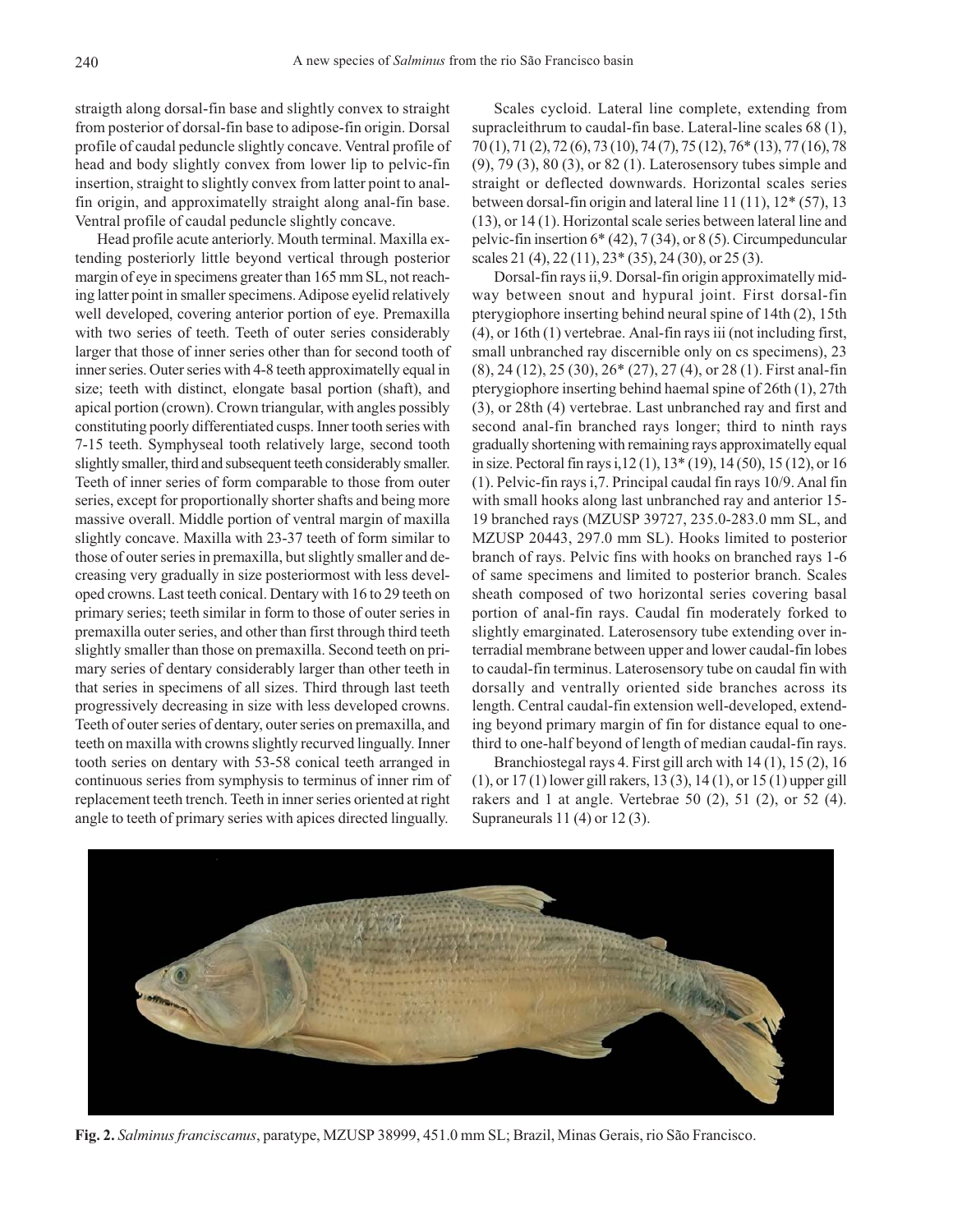straigth along dorsal-fin base and slightly convex to straight from posterior of dorsal-fin base to adipose-fin origin. Dorsal profile of caudal peduncle slightly concave. Ventral profile of head and body slightly convex from lower lip to pelvic-fin insertion, straight to slightly convex from latter point to anal-fin origin, and approximately straight along anal-fin base. Ventral profile of caudal peduncle slightly concave.

Head profile acute anteriorly. Mouth terminal. Maxilla extending posteriorly little beyond vertical through posterior margin of eye in specimens greater than 165 mm SL, not reaching latter point in smaller specimens. Adipose eyelid relatively well developed, covering anterior portion of eye. Premaxilla with two series of teeth. Teeth of outer series considerably larger that those of inner series other than for second tooth of inner series. Outer series with 4-8 teeth approximatelly equal in size; teeth with distinct, elongate basal portion (shaft), and apical portion (crown). Crown triangular, with angles possibly constituting poorly differentiated cusps. Inner tooth series with 7-15 teeth. Symphyseal tooth relatively large, second tooth slightly smaller, third and subsequent teeth considerably smaller. Teeth of inner series of form comparable to those from outer series, except for proportionally shorter shafts and being more massive overall. Middle portion of ventral margin of maxilla slightly concave. Maxilla with 23-37 teeth of form similar to those of outer series in premaxilla, but slightly smaller and decreasing very gradually in size posteriormost with less developed crowns. Last teeth conical. Dentary with 16 to 29 teeth on primary series; teeth similar in form to those of outer series in premaxilla outer series, and other than first through third teeth slightly smaller than those on premaxilla. Second teeth on primary series of dentary considerably larger than other teeth in that series in specimens of all sizes. Third through last teeth progressively decreasing in size with less developed crowns. Teeth of outer series of dentary, outer series on premaxilla, and teeth on maxilla with crowns slightly recurved lingually. Inner tooth series on dentary with 53-58 conical teeth arranged in continuous series from symphysis to terminus of inner rim of replacement teeth trench. Teeth in inner series oriented at right angle to teeth of primary series with apices directed lingually.

Scales cycloid. Lateral line complete, extending from supracleithrum to caudal-fin base. Lateral-line scales 68 (1), 70 (1), 71 (2), 72 (6), 73 (10), 74 (7), 75 (12), 76* (13), 77 (16), 78 (9), 79 (3), 80 (3), or 82 (1). Laterosensory tubes simple and straight or deflected downwards. Horizontal scales series between dorsal-fin origin and lateral line 11 (11), 12* (57), 13 (13), or 14 (1). Horizontal scale series between lateral line and pelvic-fin insertion 6* (42), 7 (34), or 8 (5). Circumpeduncular scales 21 (4), 22 (11), 23* (35), 24 (30), or 25 (3).

Dorsal-fin rays ii,9. Dorsal-fin origin approximatelly midway between snout and hypural joint. First dorsal-fin pterygiophore inserting behind neural spine of 14th (2), 15th (4), or 16th (1) vertebrae. Anal-fin rays iii (not including first, small unbranched ray discernible only on cs specimens), 23 (8), 24 (12), 25 (30), 26* (27), 27 (4), or 28 (1). First anal-fin pterygiophore inserting behind haemal spine of 26th (1), 27th (3), or 28th (4) vertebrae. Last unbranched ray and first and second anal-fin branched rays longer; third to ninth rays gradually shortening with remaining rays approximatelly equal in size. Pectoral fin rays i,12 (1), 13* (19), 14 (50), 15 (12), or 16 (1). Pelvic-fin rays i,7. Principal caudal fin rays 10/9. Anal fin with small hooks along last unbranched ray and anterior 15-19 branched rays (MZUSP 39727, 235.0-283.0 mm SL, and MZUSP 20443, 297.0 mm SL). Hooks limited to posterior branch of rays. Pelvic fins with hooks on branched rays 1-6 of same specimens and limited to posterior branch. Scales sheath composed of two horizontal series covering basal portion of anal-fin rays. Caudal fin moderately forked to slightly emarginated. Laterosensory tube extending over interradial membrane between upper and lower caudal-fin lobes to caudal-fin terminus. Laterosensory tube on caudal fin with dorsally and ventrally oriented side branches across its length. Central caudal-fin extension well-developed, extending beyond primary margin of fin for distance equal to one-third to one-half beyond of length of median caudal-fin rays.

Branchiostegal rays 4. First gill arch with 14 (1), 15 (2), 16 (1), or 17 (1) lower gill rakers, 13 (3), 14 (1), or 15 (1) upper gill rakers and 1 at angle. Vertebrae 50 (2), 51 (2), or 52 (4). Supraneurals 11 (4) or 12 (3).

**Fig. 2.** *Salminus franciscanus*, paratype, MZUSP 38999, 451.0 mm SL; Brazil, Minas Gerais, rio São Francisco.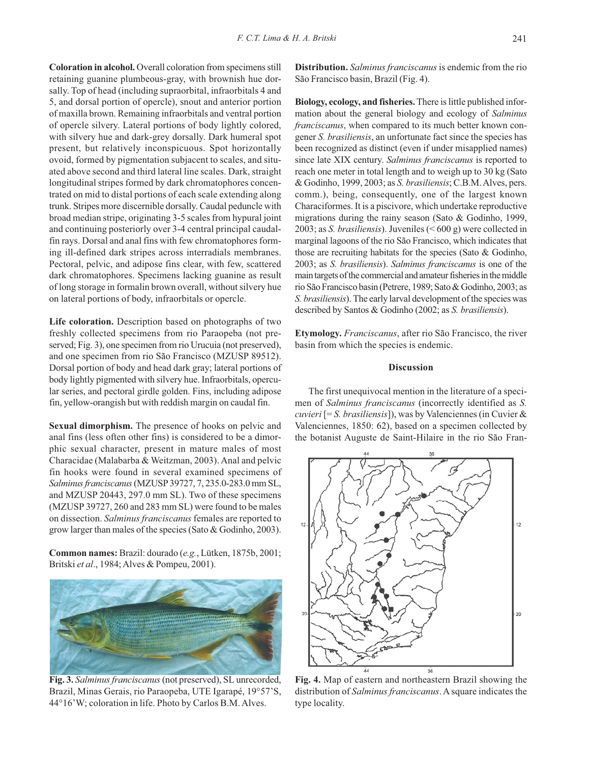**Coloration in alcohol.** Overall coloration from specimens still retaining guanine plumbeous-gray, with brownish hue dorsally. Top of head (including supraorbital, infraorbitals 4 and 5, and dorsal portion of opercle), snout and anterior portion of maxilla brown. Remaining infraorbitals and ventral portion of opercle silvery. Lateral portions of body lightly colored, with silvery hue and dark-grey dorsally. Dark humeral spot present, but relatively inconspicuous. Spot horizontally ovoid, formed by pigmentation subjacent to scales, and situated above second and third lateral line scales. Dark, straight longitudinal stripes formed by dark chromatophores concentrated on mid to distal portions of each scale extending along trunk. Stripes more discernible dorsally. Caudal peduncle with broad median stripe, originating 3-5 scales from hypural joint and continuing posteriorly over 3-4 central principal caudal-fin rays. Dorsal and anal fins with few chromatophores forming ill-defined dark stripes across interradials membranes. Pectoral, pelvic, and adipose fins clear, with few, scattered dark chromatophores. Specimens lacking guanine as result of long storage in formalin brown overall, without silvery hue on lateral portions of body, infraorbitals or opercle.

**Life coloration.** Description based on photographs of two freshly collected specimens from rio Paraopeba (not preserved; Fig. 3), one specimen from rio Urucuia (not preserved), and one specimen from rio São Francisco (MZUSP 89512). Dorsal portion of body and head dark gray; lateral portions of body lightly pigmented with silvery hue. Infraorbitals, opercular series, and pectoral girdle golden. Fins, including adipose fin, yellow-orangish but with reddish margin on caudal fin.

**Sexual dimorphism.** The presence of hooks on pelvic and anal fins (less often other fins) is considered to be a dimorphic sexual character, present in mature males of most Characidae (Malabarba & Weitzman, 2003). Anal and pelvic fin hooks were found in several examined specimens of *Salminus franciscanus* (MZUSP 39727, 7, 235.0-283.0 mm SL, and MZUSP 20443, 297.0 mm SL). Two of these specimens (MZUSP 39727, 260 and 283 mm SL) were found to be males on dissection. *Salminus franciscanus* females are reported to grow larger than males of the species (Sato & Godinho, 2003).

**Common names:** Brazil: dourado (*e.g.*, Lütken, 1875b, 2001; Britski *et al*., 1984; Alves & Pompeu, 2001).

**Fig. 3.** *Salminus franciscanus* (not preserved), SL unrecorded, Brazil, Minas Gerais, rio Paraopeba, UTE Igarapé, 19°57'S, 44°16'W; coloration in life. Photo by Carlos B.M. Alves.

**Distribution.** *Salminus franciscanus* is endemic from the rio São Francisco basin, Brazil (Fig. 4).

**Biology, ecology, and fisheries.** There is little published information about the general biology and ecology of *Salminus franciscanus*, when compared to its much better known congener *S. brasiliensis*, an unfortunate fact since the species has been recognized as distinct (even if under misapplied names) since late XIX century. *Salminus franciscanus* is reported to reach one meter in total length and to weigh up to 30 kg (Sato & Godinho, 1999, 2003; as *S. brasiliensis*; C.B.M. Alves, pers. comm.), being, consequently, one of the largest known Characiformes. It is a piscivore, which undertake reproductive migrations during the rainy season (Sato & Godinho, 1999, 2003; as *S. brasiliensis*). Juveniles (< 600 g) were collected in marginal lagoons of the rio São Francisco, which indicates that those are recruiting habitats for the species (Sato & Godinho, 2003; as *S. brasiliensis*). *Salminus franciscanus* is one of the main targets of the commercial and amateur fisheries in the middle rio São Francisco basin (Petrere, 1989; Sato & Godinho, 2003; as *S. brasiliensis*). The early larval development of the species was described by Santos & Godinho (2002; as *S. brasiliensis*).

**Etymology.** *Franciscanus*, after rio São Francisco, the river basin from which the species is endemic.

## Discussion

The first unequivocal mention in the literature of a specimen of *Salminus franciscanus* (incorrectly identified as *S. cuvieri* [= *S. brasiliensis*]), was by Valenciennes (in Cuvier & Valenciennes, 1850: 62), based on a specimen collected by the botanist Auguste de Saint-Hilaire in the rio São Fran-

**Fig. 4.** Map of eastern and northeastern Brazil showing the distribution of *Salminus franciscanus*. A square indicates the type locality.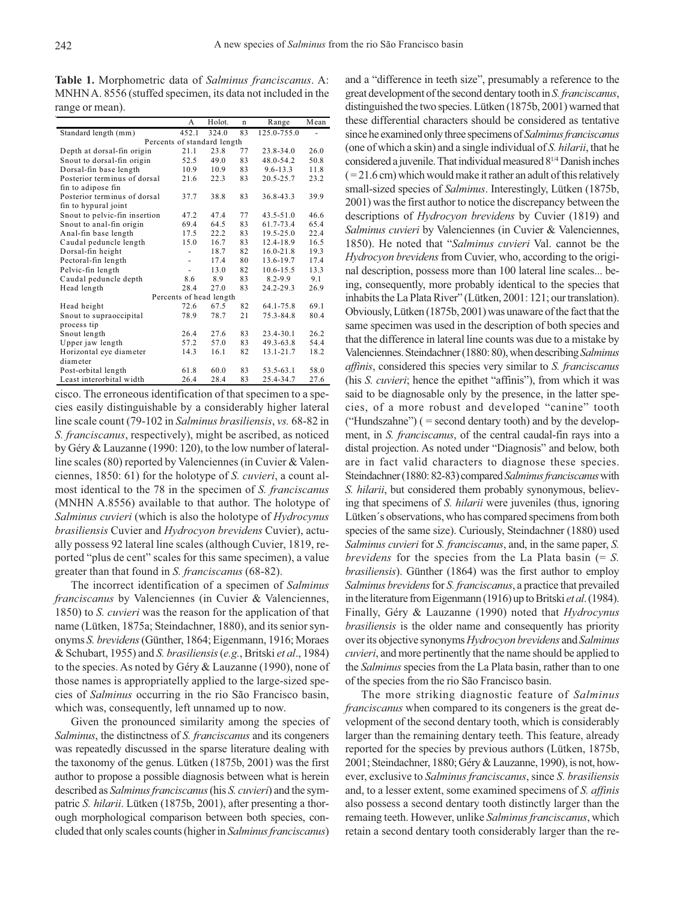**Table 1.** Morphometric data of *Salminus franciscanus*. A: MNHN A. 8556 (stuffed specimen, its data not included in the range or mean).

| | A | Holot. | n | Range | Mean |
|---|---|---|---|---|---|
| Standard length (mm) | 452.1 | 324.0 | 83 | 125.0-755.0 | - |
| Percents of standard length | | | | | |
| Depth at dorsal-fin origin | 21.1 | 23.8 | 77 | 23.8-34.0 | 26.0 |
| Snout to dorsal-fin origin | 52.5 | 49.0 | 83 | 48.0-54.2 | 50.8 |
| Dorsal-fin base length | 10.9 | 10.9 | 83 | 9.6-13.3 | 11.8 |
| Posterior terminus of dorsal fin to adipose fin | 21.6 | 22.3 | 83 | 20.5-25.7 | 23.2 |
| Posterior terminus of dorsal fin to hypural joint | 37.7 | 38.8 | 83 | 36.8-43.3 | 39.9 |
| Snout to pelvic-fin insertion | 47.2 | 47.4 | 77 | 43.5-51.0 | 46.6 |
| Snout to anal-fin origin | 69.4 | 64.5 | 83 | 61.7-73.4 | 65.4 |
| Anal-fin base length | 17.5 | 22.2 | 83 | 19.5-25.0 | 22.4 |
| Caudal peduncle length | 15.0 | 16.7 | 83 | 12.4-18.9 | 16.5 |
| Dorsal-fin height | - | 18.7 | 82 | 16.0-21.8 | 19.3 |
| Pectoral-fin length | - | 17.4 | 80 | 13.6-19.7 | 17.4 |
| Pelvic-fin length | - | 13.0 | 82 | 10.6-15.5 | 13.3 |
| Caudal peduncle depth | 8.6 | 8.9 | 83 | 8.2-9.9 | 9.1 |
| Head length | 28.4 | 27.0 | 83 | 24.2-29.3 | 26.9 |
| Percents of head length | | | | | |
| Head height | 72.6 | 67.5 | 82 | 64.1-75.8 | 69.1 |
| Snout to supraoccipital process tip | 78.9 | 78.7 | 21 | 75.3-84.8 | 80.4 |
| Snout length | 26.4 | 27.6 | 83 | 23.4-30.1 | 26.2 |
| Upper jaw length | 57.2 | 57.0 | 83 | 49.3-63.8 | 54.4 |
| Horizontal eye diameter diameter | 14.3 | 16.1 | 82 | 13.1-21.7 | 18.2 |
| Post-orbital length | 61.8 | 60.0 | 83 | 53.5-63.1 | 58.0 |
| Least interorbital width | 26.4 | 28.4 | 83 | 25.4-34.7 | 27.6 |

cisco. The erroneous identification of that specimen to a species easily distinguishable by a considerably higher lateral line scale count (79-102 in *Salminus brasiliensis*, *vs.* 68-82 in *S. franciscanus*, respectively), might be ascribed, as noticed by Géry & Lauzanne (1990: 120), to the low number of lateral-line scales (80) reported by Valenciennes (in Cuvier & Valenciennes, 1850: 61) for the holotype of *S. cuvieri*, a count almost identical to the 78 in the specimen of *S. franciscanus* (MNHN A.8556) available to that author. The holotype of *Salminus cuvieri* (which is also the holotype of *Hydrocynus brasiliensis* Cuvier and *Hydrocyon brevidens* Cuvier), actually possess 92 lateral line scales (although Cuvier, 1819, reported "plus de cent" scales for this same specimen), a value greater than that found in *S. franciscanus* (68-82).

The incorrect identification of a specimen of *Salminus franciscanus* by Valenciennes (in Cuvier & Valenciennes, 1850) to *S. cuvieri* was the reason for the application of that name (Lütken, 1875a; Steindachner, 1880), and its senior synonyms *S. brevidens* (Günther, 1864; Eigenmann, 1916; Moraes & Schubart, 1955) and *S. brasiliensis* (*e.g.*, Britski *et al*., 1984) to the species. As noted by Géry & Lauzanne (1990), none of those names is appropriatelly applied to the large-sized species of *Salminus* occurring in the rio São Francisco basin, which was, consequently, left unnamed up to now.

Given the pronounced similarity among the species of *Salminus*, the distinctness of *S. franciscanus* and its congeners was repeatedly discussed in the sparse literature dealing with the taxonomy of the genus. Lütken (1875b, 2001) was the first author to propose a possible diagnosis between what is herein described as *Salminus franciscanus* (his *S. cuvieri*) and the sympatric *S. hilarii*. Lütken (1875b, 2001), after presenting a thorough morphological comparison between both species, concluded that only scales counts (higher in *Salminus franciscanus*) and a "difference in teeth size", presumably a reference to the great development of the second dentary tooth in *S. franciscanus*, distinguished the two species. Lütken (1875b, 2001) warned that these differential characters should be considered as tentative since he examined only three specimens of *Salminus franciscanus* (one of which a skin) and a single individual of *S. hilarii*, that he considered a juvenile. That individual measured 8$^{1/4}$ Danish inches (= 21.6 cm) which would make it rather an adult of this relatively small-sized species of *Salminus*. Interestingly, Lütken (1875b, 2001) was the first author to notice the discrepancy between the descriptions of *Hydrocyon brevidens* by Cuvier (1819) and *Salminus cuvieri* by Valenciennes (in Cuvier & Valenciennes, 1850). He noted that "*Salminus cuvieri* Val. cannot be the *Hydrocyon brevidens* from Cuvier, who, according to the original description, possess more than 100 lateral line scales... being, consequently, more probably identical to the species that inhabits the La Plata River" (Lütken, 2001: 121; our translation). Obviously, Lütken (1875b, 2001) was unaware of the fact that the same specimen was used in the description of both species and that the difference in lateral line counts was due to a mistake by Valenciennes. Steindachner (1880: 80), when describing *Salminus affinis*, considered this species very similar to *S. franciscanus* (his *S. cuvieri*; hence the epithet "affinis"), from which it was said to be diagnosable only by the presence, in the latter species, of a more robust and developed "canine" tooth ("Hundszahne") ( = second dentary tooth) and by the development, in *S. franciscanus*, of the central caudal-fin rays into a distal projection. As noted under "Diagnosis" and below, both are in fact valid characters to diagnose these species. Steindachner (1880: 82-83) compared *Salminus franciscanus* with *S. hilarii*, but considered them probably synonymous, believing that specimens of *S. hilarii* were juveniles (thus, ignoring Lütken´s observations, who has compared specimens from both species of the same size). Curiously, Steindachner (1880) used *Salminus cuvieri* for *S. franciscanus*, and, in the same paper, *S. brevidens* for the species from the La Plata basin (= *S. brasiliensis*). Günther (1864) was the first author to employ *Salminus brevidens* for *S. franciscanus*, a practice that prevailed in the literature from Eigenmann (1916) up to Britski *et al*. (1984). Finally, Géry & Lauzanne (1990) noted that *Hydrocynus brasiliensis* is the older name and consequently has priority over its objective synonyms *Hydrocyon brevidens* and *Salminus cuvieri*, and more pertinently that the name should be applied to the *Salminus* species from the La Plata basin, rather than to one of the species from the rio São Francisco basin.

The more striking diagnostic feature of *Salminus franciscanus* when compared to its congeners is the great development of the second dentary tooth, which is considerably larger than the remaining dentary teeth. This feature, already reported for the species by previous authors (Lütken, 1875b, 2001; Steindachner, 1880; Géry & Lauzanne, 1990), is not, however, exclusive to *Salminus franciscanus*, since *S. brasiliensis* and, to a lesser extent, some examined specimens of *S. affinis* also possess a second dentary tooth distinctly larger than the remaing teeth. However, unlike *Salminus franciscanus*, which retain a second dentary tooth considerably larger than the re-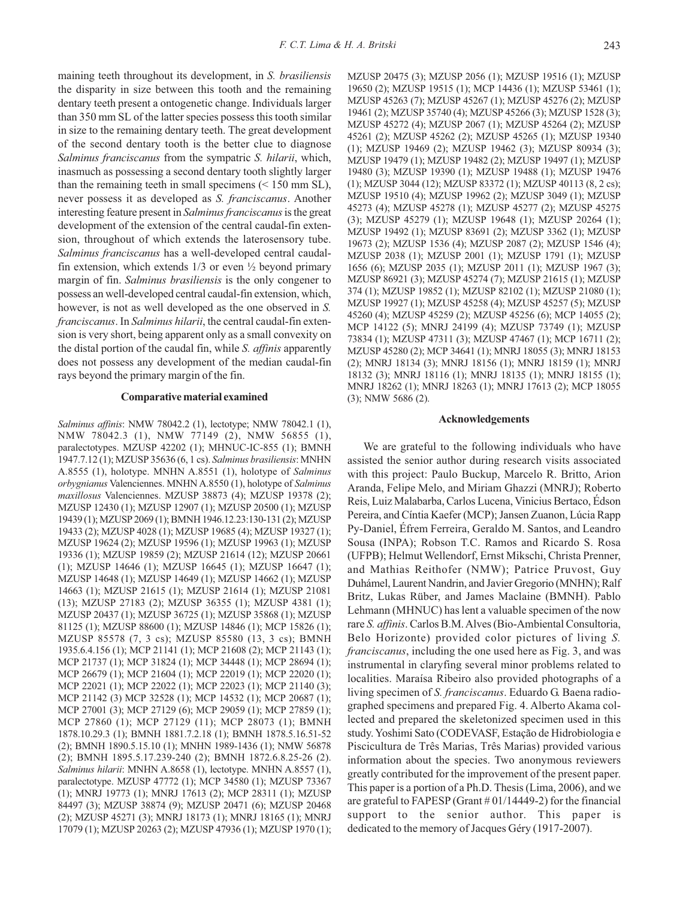maining teeth throughout its development, in *S. brasiliensis* the disparity in size between this tooth and the remaining dentary teeth present a ontogenetic change. Individuals larger than 350 mm SL of the latter species possess this tooth similar in size to the remaining dentary teeth. The great development of the second dentary tooth is the better clue to diagnose *Salminus franciscanus* from the sympatric *S. hilarii*, which, inasmuch as possessing a second dentary tooth slightly larger than the remaining teeth in small specimens (< 150 mm SL), never possess it as developed as *S. franciscanus*. Another interesting feature present in *Salminus franciscanus* is the great development of the extension of the central caudal-fin extension, throughout of which extends the laterosensory tube. *Salminus franciscanus* has a well-developed central caudal-fin extension, which extends 1/3 or even ½ beyond primary margin of fin. *Salminus brasiliensis* is the only congener to possess an well-developed central caudal-fin extension, which, however, is not as well developed as the one observed in *S. franciscanus*. In *Salminus hilarii*, the central caudal-fin extension is very short, being apparent only as a small convexity on the distal portion of the caudal fin, while *S. affinis* apparently does not possess any development of the median caudal-fin rays beyond the primary margin of the fin.

## Comparative material examined

*Salminus affinis*: NMW 78042.2 (1), lectotype; NMW 78042.1 (1), NMW 78042.3 (1), NMW 77149 (2), NMW 56855 (1), paralectotypes. MZUSP 42202 (1); MHNUC-IC-855 (1); BMNH 1947.7.12 (1); MZUSP 35636 (6, 1 cs). *Salminus brasiliensis*: MNHN A.8555 (1), holotype. MNHN A.8551 (1), holotype of *Salminus orbygnianus* Valenciennes. MNHN A.8550 (1), holotype of *Salminus maxillosus* Valenciennes. MZUSP 38873 (4); MZUSP 19378 (2); MZUSP 12430 (1); MZUSP 12907 (1); MZUSP 20500 (1); MZUSP 19439 (1); MZUSP 2069 (1); BMNH 1946.12.23:130-131 (2); MZUSP 19433 (2); MZUSP 4028 (1); MZUSP 19685 (4); MZUSP 19327 (1); MZUSP 19624 (2); MZUSP 19596 (1); MZUSP 19963 (1); MZUSP 19336 (1); MZUSP 19859 (2); MZUSP 21614 (12); MZUSP 20661 (1); MZUSP 14646 (1); MZUSP 16645 (1); MZUSP 16647 (1); MZUSP 14648 (1); MZUSP 14649 (1); MZUSP 14662 (1); MZUSP 14663 (1); MZUSP 21615 (1); MZUSP 21614 (1); MZUSP 21081 (13); MZUSP 27183 (2); MZUSP 36355 (1); MZUSP 4381 (1); MZUSP 20437 (1); MZUSP 36725 (1); MZUSP 35868 (1); MZUSP 81125 (1); MZUSP 88600 (1); MZUSP 14846 (1); MCP 15826 (1); MZUSP 85578 (7, 3 cs); MZUSP 85580 (13, 3 cs); BMNH 1935.6.4.156 (1); MCP 21141 (1); MCP 21608 (2); MCP 21143 (1); MCP 21737 (1); MCP 31824 (1); MCP 34448 (1); MCP 28694 (1); MCP 26679 (1); MCP 21604 (1); MCP 22019 (1); MCP 22020 (1); MCP 22021 (1); MCP 22022 (1); MCP 22023 (1); MCP 21140 (3); MCP 21142 (3) MCP 32528 (1); MCP 14532 (1); MCP 20687 (1); MCP 27001 (3); MCP 27129 (6); MCP 29059 (1); MCP 27859 (1); MCP 27860 (1); MCP 27129 (11); MCP 28073 (1); BMNH 1878.10.29.3 (1); BMNH 1881.7.2.18 (1); BMNH 1878.5.16.51-52 (2); BMNH 1890.5.15.10 (1); MNHN 1989-1436 (1); NMW 56878 (2); BMNH 1895.5.17.239-240 (2); BMNH 1872.6.8.25-26 (2). *Salminus hilarii*: MNHN A.8658 (1), lectotype. MNHN A.8557 (1), paralectotype. MZUSP 47772 (1); MCP 34580 (1); MZUSP 73367 (1); MNRJ 19773 (1); MNRJ 17613 (2); MCP 28311 (1); MZUSP 84497 (3); MZUSP 38874 (9); MZUSP 20471 (6); MZUSP 20468 (2); MZUSP 45271 (3); MNRJ 18173 (1); MNRJ 18165 (1); MNRJ 17079 (1); MZUSP 20263 (2); MZUSP 47936 (1); MZUSP 1970 (1); MZUSP 20475 (3); MZUSP 2056 (1); MZUSP 19516 (1); MZUSP 19650 (2); MZUSP 19515 (1); MCP 14436 (1); MZUSP 53461 (1); MZUSP 45263 (7); MZUSP 45267 (1); MZUSP 45276 (2); MZUSP 19461 (2); MZUSP 35740 (4); MZUSP 45266 (3); MZUSP 1528 (3); MZUSP 45272 (4); MZUSP 2067 (1); MZUSP 45264 (2); MZUSP 45261 (2); MZUSP 45262 (2); MZUSP 45265 (1); MZUSP 19340 (1); MZUSP 19469 (2); MZUSP 19462 (3); MZUSP 80934 (3); MZUSP 19479 (1); MZUSP 19482 (2); MZUSP 19497 (1); MZUSP 19480 (3); MZUSP 19390 (1); MZUSP 19488 (1); MZUSP 19476 (1); MZUSP 3044 (12); MZUSP 83372 (1); MZUSP 40113 (8, 2 cs); MZUSP 19510 (4); MZUSP 19962 (2); MZUSP 3049 (1); MZUSP 45273 (4); MZUSP 45278 (1); MZUSP 45277 (2); MZUSP 45275 (3); MZUSP 45279 (1); MZUSP 19648 (1); MZUSP 20264 (1); MZUSP 19492 (1); MZUSP 83691 (2); MZUSP 3362 (1); MZUSP 19673 (2); MZUSP 1536 (4); MZUSP 2087 (2); MZUSP 1546 (4); MZUSP 2038 (1); MZUSP 2001 (1); MZUSP 1791 (1); MZUSP 1656 (6); MZUSP 2035 (1); MZUSP 2011 (1); MZUSP 1967 (3); MZUSP 86921 (3); MZUSP 45274 (7); MZUSP 21615 (1); MZUSP 374 (1); MZUSP 19852 (1); MZUSP 82102 (1); MZUSP 21080 (1); MZUSP 19927 (1); MZUSP 45258 (4); MZUSP 45257 (5); MZUSP 45260 (4); MZUSP 45259 (2); MZUSP 45256 (6); MCP 14055 (2); MCP 14122 (5); MNRJ 24199 (4); MZUSP 73749 (1); MZUSP 73834 (1); MZUSP 47311 (3); MZUSP 47467 (1); MCP 16711 (2); MZUSP 45280 (2); MCP 34641 (1); MNRJ 18055 (3); MNRJ 18153 (2); MNRJ 18134 (3); MNRJ 18156 (1); MNRJ 18159 (1); MNRJ 18132 (3); MNRJ 18116 (1); MNRJ 18135 (1); MNRJ 18155 (1); MNRJ 18262 (1); MNRJ 18263 (1); MNRJ 17613 (2); MCP 18055 (3); NMW 5686 (2).

## Acknowledgements

We are grateful to the following individuals who have assisted the senior author during research visits associated with this project: Paulo Buckup, Marcelo R. Britto, Arion Aranda, Felipe Melo, and Miriam Ghazzi (MNRJ); Roberto Reis, Luiz Malabarba, Carlos Lucena, Vinicius Bertaco, Édson Pereira, and Cíntia Kaefer (MCP); Jansen Zuanon, Lúcia Rapp Py-Daniel, Éfrem Ferreira, Geraldo M. Santos, and Leandro Sousa (INPA); Robson T.C. Ramos and Ricardo S. Rosa (UFPB); Helmut Wellendorf, Ernst Mikschi, Christa Prenner, and Mathias Reithofer (NMW); Patrice Pruvost, Guy Duhámel, Laurent Nandrin, and Javier Gregorio (MNHN); Ralf Britz, Lukas Rüber, and James Maclaine (BMNH). Pablo Lehmann (MHNUC) has lent a valuable specimen of the now rare *S. affinis*. Carlos B.M. Alves (Bio-Ambiental Consultoria, Belo Horizonte) provided color pictures of living *S. franciscanus*, including the one used here as Fig. 3, and was instrumental in claryfing several minor problems related to localities. Maraísa Ribeiro also provided photographs of a living specimen of *S. franciscanus*. Eduardo G. Baena radiographed specimens and prepared Fig. 4. Alberto Akama collected and prepared the skeletonized specimen used in this study. Yoshimi Sato (CODEVASF, Estação de Hidrobiologia e Piscicultura de Três Marias, Três Marias) provided various information about the species. Two anonymous reviewers greatly contributed for the improvement of the present paper. This paper is a portion of a Ph.D. Thesis (Lima, 2006), and we are grateful to FAPESP (Grant # 01/14449-2) for the financial support to the senior author. This paper is dedicated to the memory of Jacques Géry (1917-2007).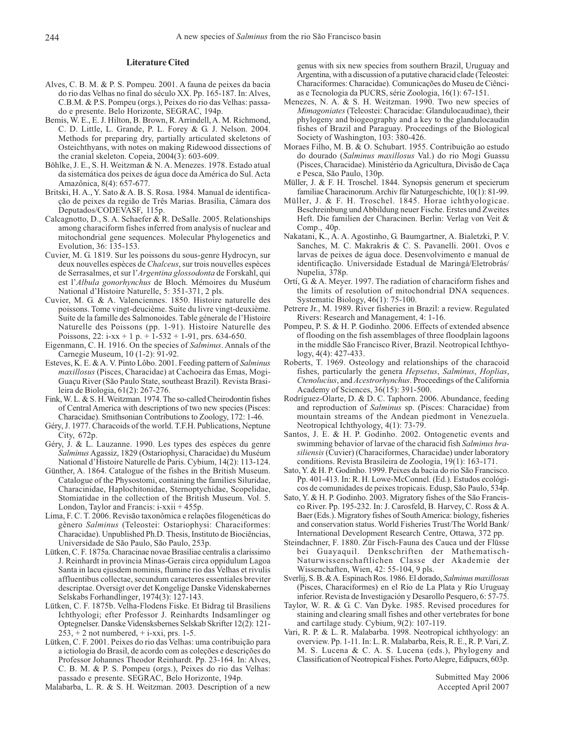## Literature Cited

Alves, C. B. M. & P. S. Pompeu. 2001. A fauna de peixes da bacia do rio das Velhas no final do século XX. Pp. 165-187. In: Alves, C.B.M. & P.S. Pompeu (orgs.), Peixes do rio das Velhas: passado e presente. Belo Horizonte, SEGRAC, 194p.

Bemis, W. E., E. J. Hilton, B. Brown, R. Arrindell, A. M. Richmond, C. D. Little, L. Grande, P. L. Forey & G. J. Nelson. 2004. Methods for preparing dry, partially articulated skeletons of Osteichthyans, with notes on making Ridewood dissections of the cranial skeleton. Copeia, 2004(3): 603-609.

Böhlke, J. E., S. H. Weitzman & N. A. Menezes. 1978. Estado atual da sistemática dos peixes de água doce da América do Sul. Acta Amazônica, 8(4): 657-677.

Britski, H. A., Y. Sato & A. B. S. Rosa. 1984. Manual de identificação de peixes da região de Três Marias. Brasília, Câmara dos Deputados/CODEVASF, 115p.

Calcagnotto, D., S. A. Schaefer & R. DeSalle. 2005. Relationships among characiform fishes inferred from analysis of nuclear and mitochondrial gene sequences. Molecular Phylogenetics and Evolution, 36: 135-153.

Cuvier, M. G. 1819. Sur les poissons du sous-genre Hydrocyn, sur deux nouvelles espèces de *Chalceus*, sur trois nouvelles espèces de Serrasalmes, et sur l'*Argentina glossodonta* de Forskahl, qui est l'*Albula gonorhynchus* de Bloch. Mémoires du Muséum National d'Histoire Naturelle, 5: 351-371, 2 pls.

Cuvier, M. G. & A. Valenciennes. 1850. Histoire naturelle des poissons. Tome vingt-deucième. Suite du livre vingt-deuxième. Suíte de la famille des Salmonoides. Table génerale de l'Histoire Naturelle des Poissons (pp. 1-91). Histoire Naturelle des Poissons, 22: i-xx + 1 p. + 1-532 + 1-91, prs. 634-650.

Eigenmann, C. H. 1916. On the species of *Salminus*. Annals of the Carnegie Museum, 10 (1-2): 91-92.

Esteves, K. E. & A. V. Pinto Lôbo. 2001. Feeding pattern of *Salminus maxillosus* (Pisces, Characidae) at Cachoeira das Emas, Mogi-Guaçu River (São Paulo State, southeast Brazil). Revista Brasileira de Biologia, 61(2): 267-276.

Fink, W. L. & S. H. Weitzman. 1974. The so-called Cheirodontin fishes of Central America with descriptions of two new species (Pisces: Characidae). Smithsonian Contributions to Zoology, 172: 1-46.

Géry, J. 1977. Characoids of the world. T.F.H. Publications, Neptune City, 672p.

Géry, J. & L. Lauzanne. 1990. Les types des espèces du genre *Salminus* Agassiz, 1829 (Ostariophysi, Characidae) du Muséum National d'Histoire Naturelle de Paris. Cybium, 14(2): 113-124.

Günther, A. 1864. Catalogue of the fishes in the British Museum. Catalogue of the Physostomi, containing the families Siluridae, Characinidae, Haplochitonidae, Sternoptychidae, Scopelidae, Stomiatidae in the collection of the British Museum. Vol. 5. London, Taylor and Francis: i-xxii + 455p.

Lima, F. C. T. 2006. Revisão taxonômica e relações filogenéticas do gênero *Salminus* (Teleostei: Ostariophysi: Characiformes: Characidae). Unpublished Ph.D. Thesis, Instituto de Biociências, Universidade de São Paulo, São Paulo, 253p.

Lütken, C. F. 1875a. Characinae novae Brasiliae centralis a clarissimo J. Reinhardt in provincia Minas-Gerais circa oppidulum Lagoa Santa in lacu ejusdem nominis, flumine rio das Velhas et rivulis affluentibus collectae, secundum caracteres essentiales breviter descriptae. Oversigt over det Kongelige Danske Videnskabernes Selskabs Forhandlinger, 1974(3): 127-143.

Lütken, C. F. 1875b. Velha-Flodens Fiske. Et Bidrag til Brasiliens Ichthyologi; efter Professor J. Reinhardts Indsamlinger og Optegnelser. Danske Vidensksbernes Selskab Skrifter 12(2): 121-253, + 2 not numbered, + i-xxi, prs. 1-5.

Lütken, C. F. 2001. Peixes do rio das Velhas: uma contribuição para a ictiologia do Brasil, de acordo com as coleções e descrições do Professor Johannes Theodor Reinhardt. Pp. 23-164. In: Alves, C. B. M. & P. S. Pompeu (orgs.), Peixes do rio das Velhas: passado e presente. SEGRAC, Belo Horizonte, 194p.

Malabarba, L. R. & S. H. Weitzman. 2003. Description of a new genus with six new species from southern Brazil, Uruguay and Argentina, with a discussion of a putative characid clade (Teleostei: Characiformes: Characidae). Comunicações do Museu de Ciências e Tecnologia da PUCRS, série Zoologia, 16(1): 67-151.

Menezes, N. A. & S. H. Weitzman. 1990. Two new species of *Mimagoniates* (Teleostei: Characidae: Glandulocaudinae), their phylogeny and biogeography and a key to the glandulocaudin fishes of Brazil and Paraguay. Proceedings of the Biological Society of Washington, 103: 380-426.

Moraes Filho, M. B. & O. Schubart. 1955. Contribuição ao estudo do dourado (*Salminus maxillosus* Val.) do rio Mogi Guassu (Pisces, Characidae). Ministério da Agricultura, Divisão de Caça e Pesca, São Paulo, 130p.

Müller, J. & F. H. Troschel. 1844. Synopsis generum et specierum familiae Characinorum. Archiv für Naturgeschichte, 10(1): 81-99.

Müller, J. & F. H. Troschel. 1845. Horae ichthyologicae. Beschreibung und Abbildung neuer Fische. Erstes und Zweites Heft. Die familien der Characinen. Berlin: Verlag von Veit & Comp., 40p.

Nakatani, K., A. A. Agostinho, G. Baumgartner, A. Bialetzki, P. V. Sanches, M. C. Makrakris & C. S. Pavanelli. 2001. Ovos e larvas de peixes de água doce. Desenvolvimento e manual de identificação. Universidade Estadual de Maringá/Eletrobrás/Nupelia, 378p.

Ortí, G. & A. Meyer. 1997. The radiation of characiform fishes and the limits of resolution of mitochondrial DNA sequences. Systematic Biology, 46(1): 75-100.

Petrere Jr., M. 1989. River fisheries in Brazil: a review. Regulated Rivers: Research and Management, 4: 1-16.

Pompeu, P. S. & H. P. Godinho. 2006. Effects of extended absence of flooding on the fish assemblages of three floodplain lagoons in the middle São Francisco River, Brazil. Neotropical Ichthyology, 4(4): 427-433.

Roberts, T. 1969. Osteology and relationships of the characoid fishes, particularly the genera *Hepsetus*, *Salminus*, *Hoplias*, *Ctenolucius*, and *Acestrorhynchus*. Proceedings of the California Academy of Sciences, 36(15): 391-500.

Rodríguez-Olarte, D. & D. C. Taphorn. 2006. Abundance, feeding and reproduction of *Salminus* sp. (Pisces: Characidae) from mountain streams of the Andean piedmont in Venezuela. Neotropical Ichthyology, 4(1): 73-79.

Santos, J. E. & H. P. Godinho. 2002. Ontogenetic events and swimming behavior of larvae of the characid fish *Salminus brasiliensis* (Cuvier) (Characiformes, Characidae) under laboratory conditions. Revista Brasileira de Zoologia, 19(1): 163-171.

Sato, Y. & H. P. Godinho. 1999. Peixes da bacia do rio São Francisco. Pp. 401-413. In: R. H. Lowe-McConnel. (Ed.). Estudos ecológicos de comunidades de peixes tropicais. Edusp, São Paulo, 534p.

Sato, Y. & H. P. Godinho. 2003. Migratory fishes of the São Francisco River. Pp. 195-232. In: J. Carosfeld, B. Harvey, C. Ross & A. Baer (Eds.). Migratory fishes of South America: biology, fisheries and conservation status. World Fisheries Trust/The World Bank/ International Development Research Centre, Ottawa, 372 pp.

Steindachner, F. 1880. Zür Fisch-Fauna des Cauca und der Flüsse bei Guayaquil. Denkschriften der Mathematisch-Naturwissenschaftlichen Classe der Akademie der Wissenchaften, Wien, 42: 55-104, 9 pls.

Sverlij, S. B. & A. Espinach Ros. 1986. El dorado, *Salminus maxillosus* (Pisces, Characiformes) en el Río de La Plata y Río Uruguay inferior. Revista de Investigación y Desarollo Pesquero, 6: 57-75.

Taylor, W. R. & G. C. Van Dyke. 1985. Revised procedures for staining and clearing small fishes and other vertebrates for bone and cartilage study. Cybium, 9(2): 107-119.

Vari, R. P. & L. R. Malabarba. 1998. Neotropical ichthyology: an overview. Pp. 1-11. In: L. R. Malabarba, Reis, R. E., R. P. Vari, Z. M. S. Lucena & C. A. S. Lucena (eds.), Phylogeny and Classification of Neotropical Fishes. Porto Alegre, Edipucrs, 603p.

Submitted May 2006
Accepted April 2007